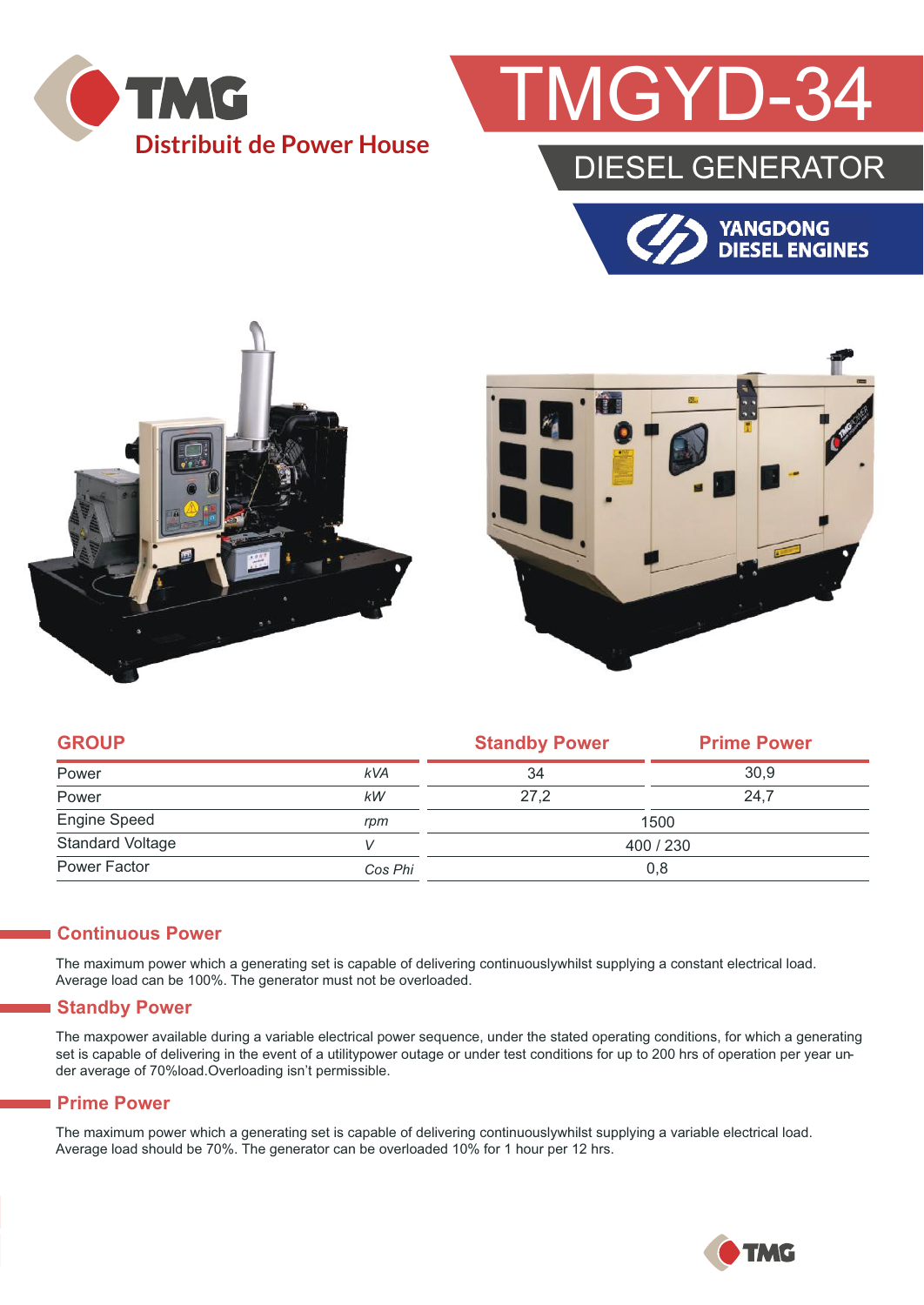TMG

Distribuit de Power House

# TMGYD-34

## DIESEL GENERATOR

YANGDONG DIESEL ENGINES

| GROUP | | Standby Power | Prime Power |
|---|---|---|---|
| Power | *kVA* | 34 | 30,9 |
| Power | *kW* | 27,2 | 24,7 |
| Engine Speed | *rpm* | 1500 | |
| Standard Voltage | *V* | 400 / 230 | |
| Power Factor | *Cos Phi* | 0,8 | |

## Continuous Power

The maximum power which a generating set is capable of delivering continuouslywhilst supplying a constant electrical load. Average load can be 100%. The generator must not be overloaded.

## Standby Power

The maxpower available during a variable electrical power sequence, under the stated operating conditions, for which a generating set is capable of delivering in the event of a utilitypower outage or under test conditions for up to 200 hrs of operation per year under average of 70%load.Overloading isn't permissible.

## Prime Power

The maximum power which a generating set is capable of delivering continuouslywhilst supplying a variable electrical load. Average load should be 70%. The generator can be overloaded 10% for 1 hour per 12 hrs.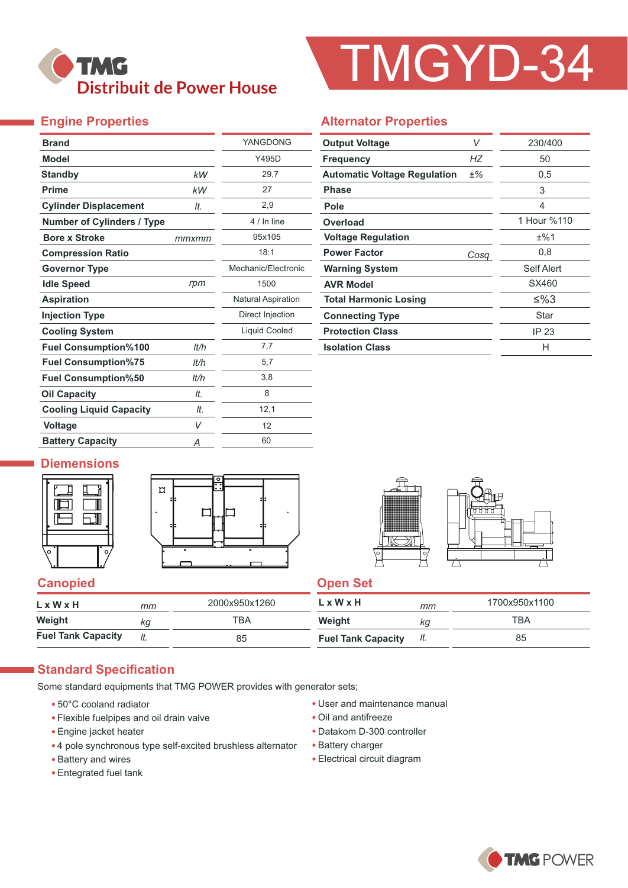# TMG Distribuit de Power House

# TMGYD-34

## Engine Properties

| Property | Unit | Value |
|---|---|---|
| Brand | | YANGDONG |
| Model | | Y495D |
| Standby | kW | 29,7 |
| Prime | kW | 27 |
| Cylinder Displacement | lt. | 2,9 |
| Number of Cylinders / Type | | 4 / In line |
| Bore x Stroke | mmxmm | 95x105 |
| Compression Ratio | | 18:1 |
| Governor Type | | Mechanic/Electronic |
| Idle Speed | rpm | 1500 |
| Aspiration | | Natural Aspiration |
| Injection Type | | Direct Injection |
| Cooling System | | Liquid Cooled |
| Fuel Consumption%100 | lt/h | 7,7 |
| Fuel Consumption%75 | lt/h | 5,7 |
| Fuel Consumption%50 | lt/h | 3,8 |
| Oil Capacity | lt. | 8 |
| Cooling Liquid Capacity | lt. | 12,1 |
| Voltage | V | 12 |
| Battery Capacity | A | 60 |

## Alternator Properties

| Property | Unit | Value |
|---|---|---|
| Output Voltage | V | 230/400 |
| Frequency | HZ | 50 |
| Automatic Voltage Regulation | ±% | 0,5 |
| Phase | | 3 |
| Pole | | 4 |
| Overload | | 1 Hour %110 |
| Voltage Regulation | | ±%1 |
| Power Factor | Cosq | 0,8 |
| Warning System | | Self Alert |
| AVR Model | | SX460 |
| Total Harmonic Losing | | ≤%3 |
| Connecting Type | | Star |
| Protection Class | | IP 23 |
| Isolation Class | | H |

## Diemensions

### Canopied

| | Unit | Value |
|---|---|---|
| L x W x H | mm | 2000x950x1260 |
| Weight | kg | TBA |
| Fuel Tank Capacity | lt. | 85 |

### Open Set

| | Unit | Value |
|---|---|---|
| L x W x H | mm | 1700x950x1100 |
| Weight | kg | TBA |
| Fuel Tank Capacity | lt. | 85 |

## Standard Specification

Some standard equipments that TMG POWER provides with generator sets;

- 50°C cooland radiator
- Flexible fuelpipes and oil drain valve
- Engine jacket heater
- 4 pole synchronous type self-excited brushless alternator
- Battery and wires
- Entegrated fuel tank
- User and maintenance manual
- Oil and antifreeze
- Datakom D-300 controller
- Battery charger
- Electrical circuit diagram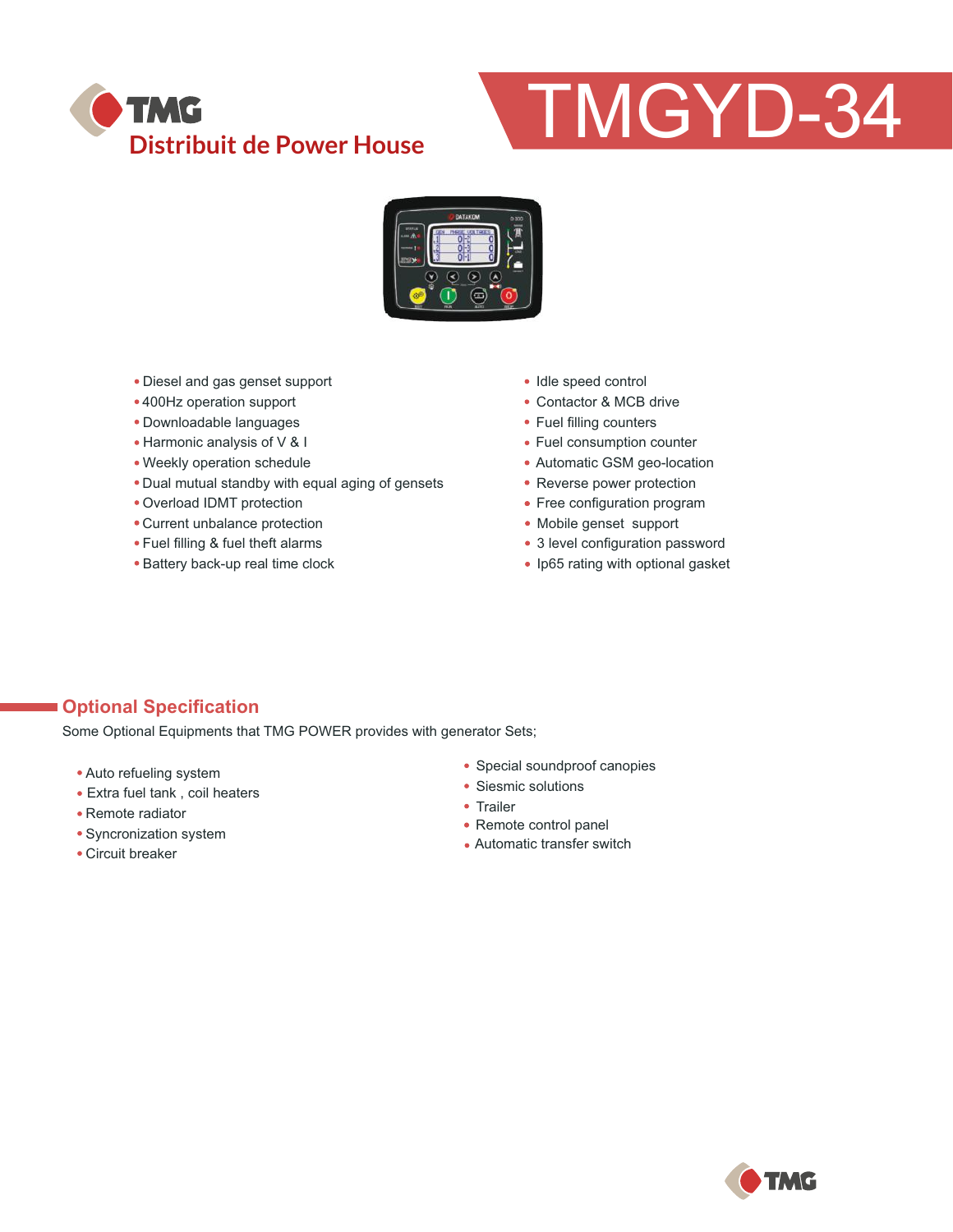TMG
Distribuit de Power House

# TMGYD-34

- Diesel and gas genset support
- 400Hz operation support
- Downloadable languages
- Harmonic analysis of V & I
- Weekly operation schedule
- Dual mutual standby with equal aging of gensets
- Overload IDMT protection
- Current unbalance protection
- Fuel filling & fuel theft alarms
- Battery back-up real time clock
- Idle speed control
- Contactor & MCB drive
- Fuel filling counters
- Fuel consumption counter
- Automatic GSM geo-location
- Reverse power protection
- Free configuration program
- Mobile genset support
- 3 level configuration password
- Ip65 rating with optional gasket

## Optional Specification

Some Optional Equipments that TMG POWER provides with generator Sets;

- Auto refueling system
- Extra fuel tank , coil heaters
- Remote radiator
- Syncronization system
- Circuit breaker
- Special soundproof canopies
- Siesmic solutions
- Trailer
- Remote control panel
- Automatic transfer switch